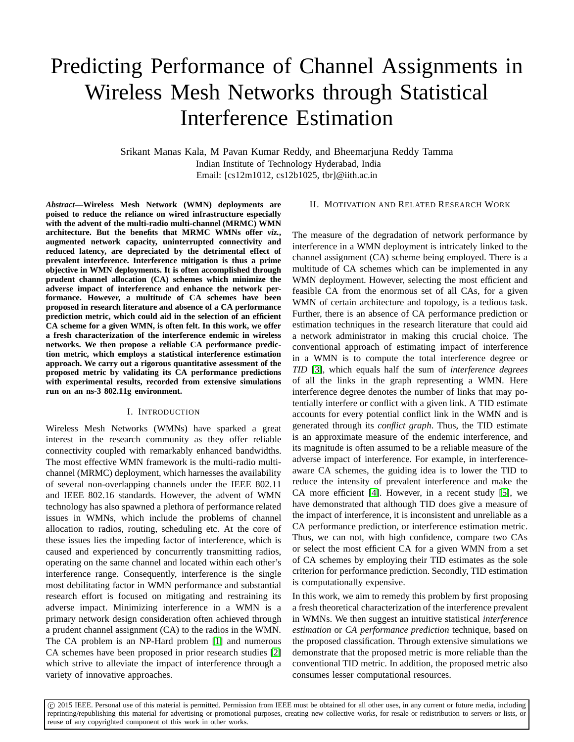# Predicting Performance of Channel Assignments in Wireless Mesh Networks through Statistical Interference Estimation

Srikant Manas Kala, M Pavan Kumar Reddy, and Bheemarjuna Reddy Tamma
Indian Institute of Technology Hyderabad, India
Email: [cs12m1012, cs12b1025, tbr]@iith.ac.in

***Abstract*—Wireless Mesh Network (WMN) deployments are poised to reduce the reliance on wired infrastructure especially with the advent of the multi-radio multi-channel (MRMC) WMN architecture. But the benefits that MRMC WMNs offer *viz.*, augmented network capacity, uninterrupted connectivity and reduced latency, are depreciated by the detrimental effect of prevalent interference. Interference mitigation is thus a prime objective in WMN deployments. It is often accomplished through prudent channel allocation (CA) schemes which minimize the adverse impact of interference and enhance the network performance. However, a multitude of CA schemes have been proposed in research literature and absence of a CA performance prediction metric, which could aid in the selection of an efficient CA scheme for a given WMN, is often felt. In this work, we offer a fresh characterization of the interference endemic in wireless networks. We then propose a reliable CA performance prediction metric, which employs a statistical interference estimation approach. We carry out a rigorous quantitative assessment of the proposed metric by validating its CA performance predictions with experimental results, recorded from extensive simulations run on an ns-3 802.11g environment.**

## I. Introduction

Wireless Mesh Networks (WMNs) have sparked a great interest in the research community as they offer reliable connectivity coupled with remarkably enhanced bandwidths. The most effective WMN framework is the multi-radio multi-channel (MRMC) deployment, which harnesses the availability of several non-overlapping channels under the IEEE 802.11 and IEEE 802.16 standards. However, the advent of WMN technology has also spawned a plethora of performance related issues in WMNs, which include the problems of channel allocation to radios, routing, scheduling etc. At the core of these issues lies the impeding factor of interference, which is caused and experienced by concurrently transmitting radios, operating on the same channel and located within each other's interference range. Consequently, interference is the single most debilitating factor in WMN performance and substantial research effort is focused on mitigating and restraining its adverse impact. Minimizing interference in a WMN is a primary network design consideration often achieved through a prudent channel assignment (CA) to the radios in the WMN. The CA problem is an NP-Hard problem [1] and numerous CA schemes have been proposed in prior research studies [2] which strive to alleviate the impact of interference through a variety of innovative approaches.

## II. Motivation and Related Research Work

The measure of the degradation of network performance by interference in a WMN deployment is intricately linked to the channel assignment (CA) scheme being employed. There is a multitude of CA schemes which can be implemented in any WMN deployment. However, selecting the most efficient and feasible CA from the enormous set of all CAs, for a given WMN of certain architecture and topology, is a tedious task. Further, there is an absence of CA performance prediction or estimation techniques in the research literature that could aid a network administrator in making this crucial choice. The conventional approach of estimating impact of interference in a WMN is to compute the total interference degree or *TID* [3], which equals half the sum of *interference degrees* of all the links in the graph representing a WMN. Here interference degree denotes the number of links that may potentially interfere or conflict with a given link. A TID estimate accounts for every potential conflict link in the WMN and is generated through its *conflict graph*. Thus, the TID estimate is an approximate measure of the endemic interference, and its magnitude is often assumed to be a reliable measure of the adverse impact of interference. For example, in interference-aware CA schemes, the guiding idea is to lower the TID to reduce the intensity of prevalent interference and make the CA more efficient [4]. However, in a recent study [5], we have demonstrated that although TID does give a measure of the impact of interference, it is inconsistent and unreliable as a CA performance prediction, or interference estimation metric. Thus, we can not, with high confidence, compare two CAs or select the most efficient CA for a given WMN from a set of CA schemes by employing their TID estimates as the sole criterion for performance prediction. Secondly, TID estimation is computationally expensive.

In this work, we aim to remedy this problem by first proposing a fresh theoretical characterization of the interference prevalent in WMNs. We then suggest an intuitive statistical *interference estimation* or *CA performance prediction* technique, based on the proposed classification. Through extensive simulations we demonstrate that the proposed metric is more reliable than the conventional TID metric. In addition, the proposed metric also consumes lesser computational resources.

© 2015 IEEE. Personal use of this material is permitted. Permission from IEEE must be obtained for all other uses, in any current or future media, including reprinting/republishing this material for advertising or promotional purposes, creating new collective works, for resale or redistribution to servers or lists, or reuse of any copyrighted component of this work in other works.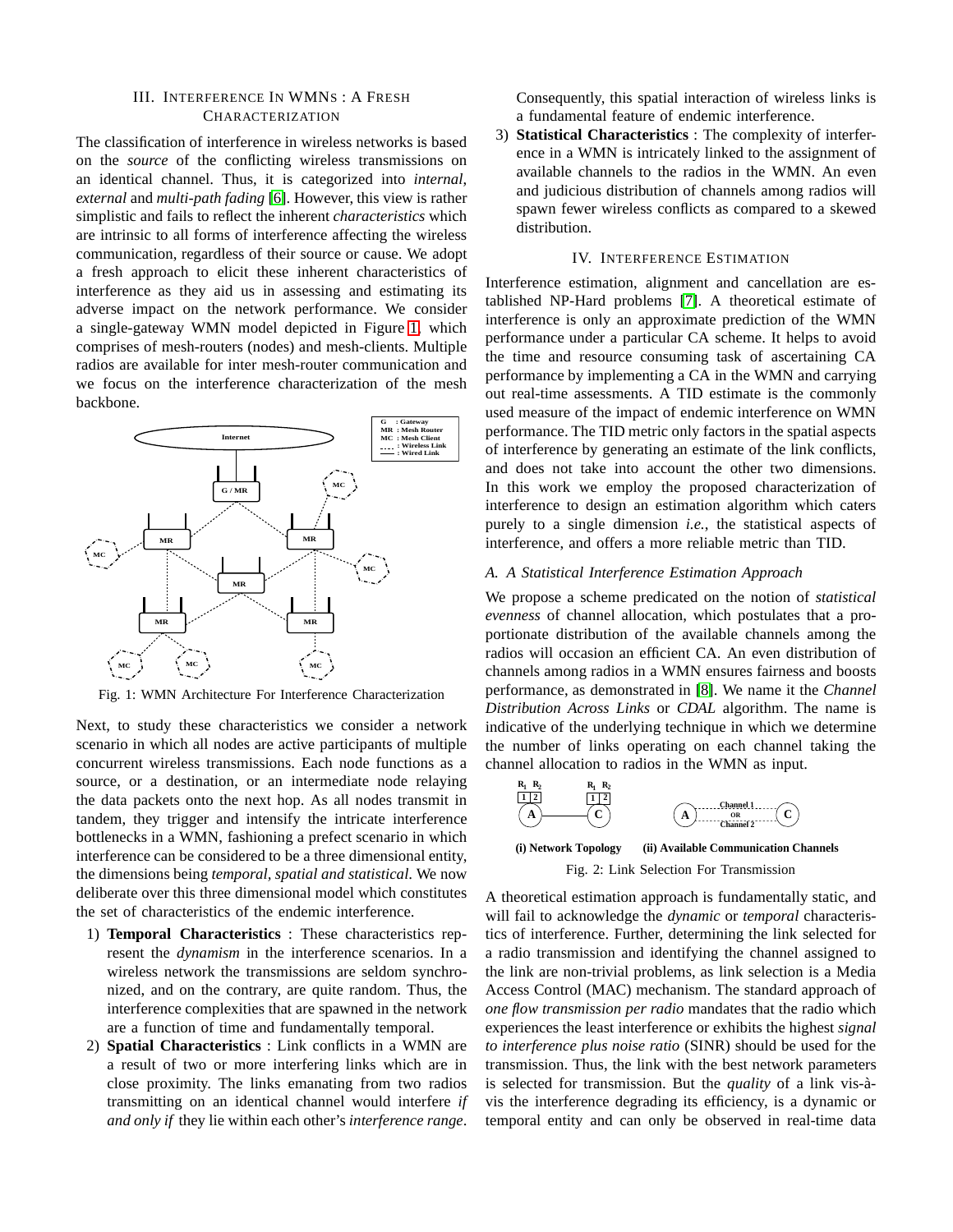## III. Interference In WMNs : A Fresh Characterization

The classification of interference in wireless networks is based on the *source* of the conflicting wireless transmissions on an identical channel. Thus, it is categorized into *internal*, *external* and *multi-path fading* [6]. However, this view is rather simplistic and fails to reflect the inherent *characteristics* which are intrinsic to all forms of interference affecting the wireless communication, regardless of their source or cause. We adopt a fresh approach to elicit these inherent characteristics of interference as they aid us in assessing and estimating its adverse impact on the network performance. We consider a single-gateway WMN model depicted in Figure 1, which comprises of mesh-routers (nodes) and mesh-clients. Multiple radios are available for inter mesh-router communication and we focus on the interference characterization of the mesh backbone.

Fig. 1: WMN Architecture For Interference Characterization

Next, to study these characteristics we consider a network scenario in which all nodes are active participants of multiple concurrent wireless transmissions. Each node functions as a source, or a destination, or an intermediate node relaying the data packets onto the next hop. As all nodes transmit in tandem, they trigger and intensify the intricate interference bottlenecks in a WMN, fashioning a prefect scenario in which interference can be considered to be a three dimensional entity, the dimensions being *temporal, spatial and statistical*. We now deliberate over this three dimensional model which constitutes the set of characteristics of the endemic interference.

1) **Temporal Characteristics** : These characteristics represent the *dynamism* in the interference scenarios. In a wireless network the transmissions are seldom synchronized, and on the contrary, are quite random. Thus, the interference complexities that are spawned in the network are a function of time and fundamentally temporal.
2) **Spatial Characteristics** : Link conflicts in a WMN are a result of two or more interfering links which are in close proximity. The links emanating from two radios transmitting on an identical channel would interfere *if and only if* they lie within each other's *interference range*. Consequently, this spatial interaction of wireless links is a fundamental feature of endemic interference.
3) **Statistical Characteristics** : The complexity of interference in a WMN is intricately linked to the assignment of available channels to the radios in the WMN. An even and judicious distribution of channels among radios will spawn fewer wireless conflicts as compared to a skewed distribution.

## IV. Interference Estimation

Interference estimation, alignment and cancellation are established NP-Hard problems [7]. A theoretical estimate of interference is only an approximate prediction of the WMN performance under a particular CA scheme. It helps to avoid the time and resource consuming task of ascertaining CA performance by implementing a CA in the WMN and carrying out real-time assessments. A TID estimate is the commonly used measure of the impact of endemic interference on WMN performance. The TID metric only factors in the spatial aspects of interference by generating an estimate of the link conflicts, and does not take into account the other two dimensions. In this work we employ the proposed characterization of interference to design an estimation algorithm which caters purely to a single dimension *i.e.,* the statistical aspects of interference, and offers a more reliable metric than TID.

### A. A Statistical Interference Estimation Approach

We propose a scheme predicated on the notion of *statistical evenness* of channel allocation, which postulates that a proportionate distribution of the available channels among the radios will occasion an efficient CA. An even distribution of channels among radios in a WMN ensures fairness and boosts performance, as demonstrated in [8]. We name it the *Channel Distribution Across Links* or *CDAL* algorithm. The name is indicative of the underlying technique in which we determine the number of links operating on each channel taking the channel allocation to radios in the WMN as input.

(i) Network Topology (ii) Available Communication Channels

Fig. 2: Link Selection For Transmission

A theoretical estimation approach is fundamentally static, and will fail to acknowledge the *dynamic* or *temporal* characteristics of interference. Further, determining the link selected for a radio transmission and identifying the channel assigned to the link are non-trivial problems, as link selection is a Media Access Control (MAC) mechanism. The standard approach of *one flow transmission per radio* mandates that the radio which experiences the least interference or exhibits the highest *signal to interference plus noise ratio* (SINR) should be used for the transmission. Thus, the link with the best network parameters is selected for transmission. But the *quality* of a link vis-à-vis the interference degrading its efficiency, is a dynamic or temporal entity and can only be observed in real-time data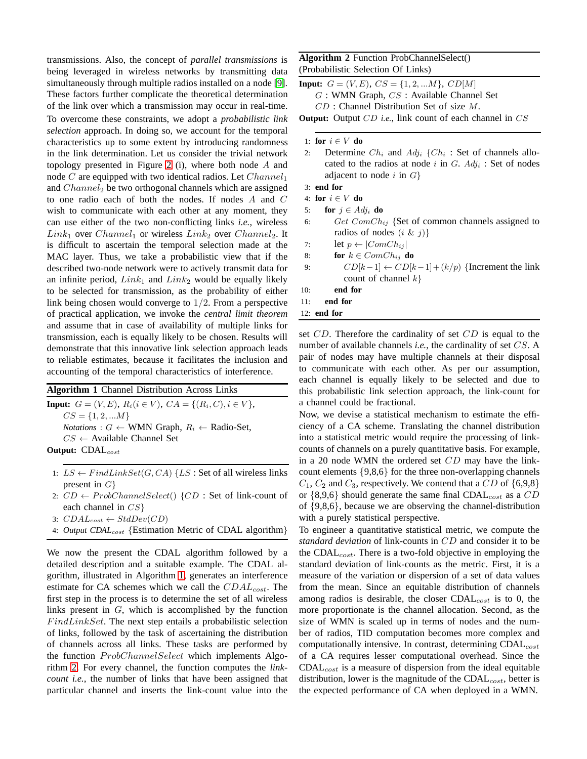transmissions. Also, the concept of *parallel transmissions* is being leveraged in wireless networks by transmitting data simultaneously through multiple radios installed on a node [9]. These factors further complicate the theoretical determination of the link over which a transmission may occur in real-time.

To overcome these constraints, we adopt a *probabilistic link selection* approach. In doing so, we account for the temporal characteristics up to some extent by introducing randomness in the link determination. Let us consider the trivial network topology presented in Figure 2 (i), where both node $A$ and node $C$ are equipped with two identical radios. Let $Channel_1$ and $Channel_2$ be two orthogonal channels which are assigned to one radio each of both the nodes. If nodes $A$ and $C$ wish to communicate with each other at any moment, they can use either of the two non-conflicting links *i.e.*, wireless $Link_1$ over $Channel_1$ or wireless $Link_2$ over $Channel_2$. It is difficult to ascertain the temporal selection made at the MAC layer. Thus, we take a probabilistic view that if the described two-node network were to actively transmit data for an infinite period, $Link_1$ and $Link_2$ would be equally likely to be selected for transmission, as the probability of either link being chosen would converge to $1/2$. From a perspective of practical application, we invoke the *central limit theorem* and assume that in case of availability of multiple links for transmission, each is equally likely to be chosen. Results will demonstrate that this innovative link selection approach leads to reliable estimates, because it facilitates the inclusion and accounting of the temporal characteristics of interference.

**Algorithm 1** Channel Distribution Across Links

**Input:** $G = (V, E)$, $R_i (i \in V)$, $CA = \{(R_i, C), i \in V\}$, $CS = \{1, 2, ...M\}$
*Notations* : $G \leftarrow$ WMN Graph, $R_i \leftarrow$ Radio-Set, $CS \leftarrow$ Available Channel Set
**Output:** $\text{CDAL}_{cost}$

1: $LS \leftarrow FindLinkSet(G, CA)$ {$LS$ : Set of all wireless links present in $G$}
2: $CD \leftarrow ProbChannelSelect()$ {$CD$ : Set of link-count of each channel in $CS$}
3: $CDAL_{cost} \leftarrow StdDev(CD)$
4: *Output* $CDAL_{cost}$ {Estimation Metric of CDAL algorithm}

We now the present the CDAL algorithm followed by a detailed description and a suitable example. The CDAL algorithm, illustrated in Algorithm 1, generates an interference estimate for CA schemes which we call the $CDAL_{cost}$. The first step in the process is to determine the set of all wireless links present in $G$, which is accomplished by the function $FindLinkSet$. The next step entails a probabilistic selection of links, followed by the task of ascertaining the distribution of channels across all links. These tasks are performed by the function $ProbChannelSelect$ which implements Algorithm 2. For every channel, the function computes the *link-count i.e.*, the number of links that have been assigned that particular channel and inserts the link-count value into the

**Algorithm 2** Function ProbChannelSelect() (Probabilistic Selection Of Links)

**Input:** $G = (V, E)$, $CS = \{1, 2, ...M\}$, $CD[M]$
$G$ : WMN Graph, $CS$ : Available Channel Set
$CD$ : Channel Distribution Set of size $M$.
**Output:** Output $CD$ *i.e.*, link count of each channel in $CS$

1: **for** $i \in V$ **do**
2: Determine $Ch_i$ and $Adj_i$ {$Ch_i$ : Set of channels allocated to the radios at node $i$ in $G$. $Adj_i$ : Set of nodes adjacent to node $i$ in $G$}
3: **end for**
4: **for** $i \in V$ **do**
5: **for** $j \in Adj_i$ **do**
6: $Get\ ComCh_{ij}$ {Set of common channels assigned to radios of nodes ($i$ & $j$)}
7: let $p \leftarrow |ComCh_{ij}|$
8: **for** $k \in ComCh_{ij}$ **do**
9: $CD[k-1] \leftarrow CD[k-1] + (k/p)$ {Increment the link count of channel $k$}
10: **end for**
11: **end for**
12: **end for**

set $CD$. Therefore the cardinality of set $CD$ is equal to the number of available channels *i.e.*, the cardinality of set $CS$. A pair of nodes may have multiple channels at their disposal to communicate with each other. As per our assumption, each channel is equally likely to be selected and due to this probabilistic link selection approach, the link-count for a channel could be fractional.

Now, we devise a statistical mechanism to estimate the efficiency of a CA scheme. Translating the channel distribution into a statistical metric would require the processing of link-counts of channels on a purely quantitative basis. For example, in a 20 node WMN the ordered set $CD$ may have the link-count elements {9,8,6} for the three non-overlapping channels $C_1$, $C_2$ and $C_3$, respectively. We contend that a $CD$ of {6,9,8} or {8,9,6} should generate the same final $\text{CDAL}_{cost}$ as a $CD$ of {9,8,6}, because we are observing the channel-distribution with a purely statistical perspective.

To engineer a quantitative statistical metric, we compute the *standard deviation* of link-counts in $CD$ and consider it to be the $\text{CDAL}_{cost}$. There is a two-fold objective in employing the standard deviation of link-counts as the metric. First, it is a measure of the variation or dispersion of a set of data values from the mean. Since an equitable distribution of channels among radios is desirable, the closer $\text{CDAL}_{cost}$ is to 0, the more proportionate is the channel allocation. Second, as the size of WMN is scaled up in terms of nodes and the number of radios, TID computation becomes more complex and computationally intensive. In contrast, determining $\text{CDAL}_{cost}$ of a CA requires lesser computational overhead. Since the $\text{CDAL}_{cost}$ is a measure of dispersion from the ideal equitable distribution, lower is the magnitude of the $\text{CDAL}_{cost}$, better is the expected performance of CA when deployed in a WMN.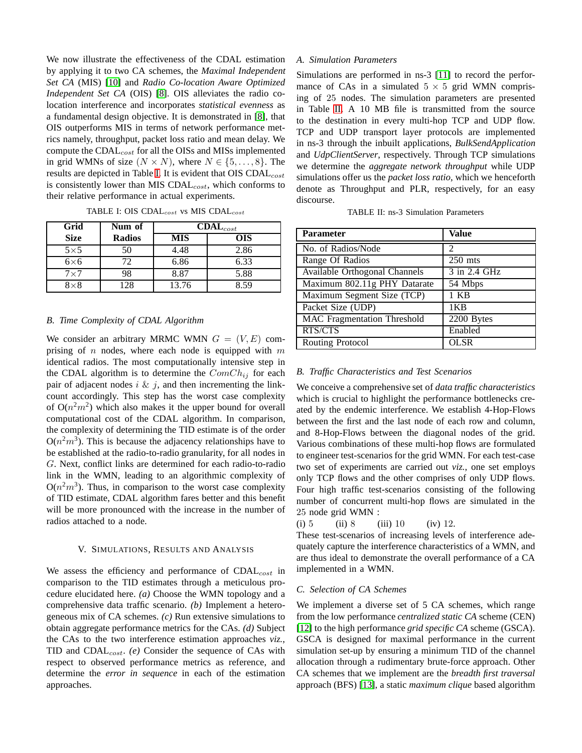We now illustrate the effectiveness of the CDAL estimation by applying it to two CA schemes, the *Maximal Independent Set CA* (MIS) [10] and *Radio Co-location Aware Optimized Independent Set CA* (OIS) [8]. OIS alleviates the radio co-location interference and incorporates *statistical evenness* as a fundamental design objective. It is demonstrated in [8], that OIS outperforms MIS in terms of network performance metrics namely, throughput, packet loss ratio and mean delay. We compute the CDAL$_{cost}$ for all the OISs and MISs implemented in grid WMNs of size $(N \times N)$, where $N \in \{5, \ldots, 8\}$. The results are depicted in Table I. It is evident that OIS CDAL$_{cost}$ is consistently lower than MIS CDAL$_{cost}$, which conforms to their relative performance in actual experiments.

TABLE I: OIS CDAL$_{cost}$ vs MIS CDAL$_{cost}$

| Grid Size | Num of Radios | CDAL$_{cost}$ | |
|---|---|---|---|
| | | MIS | OIS |
| 5×5 | 50 | 4.48 | 2.86 |
| 6×6 | 72 | 6.86 | 6.33 |
| 7×7 | 98 | 8.87 | 5.88 |
| 8×8 | 128 | 13.76 | 8.59 |

### B. Time Complexity of CDAL Algorithm

We consider an arbitrary MRMC WMN $G = (V, E)$ comprising of $n$ nodes, where each node is equipped with $m$ identical radios. The most computationally intensive step in the CDAL algorithm is to determine the $ComCh_{ij}$ for each pair of adjacent nodes $i$ & $j$, and then incrementing the link-count accordingly. This step has the worst case complexity of O($n^2m^2$) which also makes it the upper bound for overall computational cost of the CDAL algorithm. In comparison, the complexity of determining the TID estimate is of the order O($n^2m^3$). This is because the adjacency relationships have to be established at the radio-to-radio granularity, for all nodes in $G$. Next, conflict links are determined for each radio-to-radio link in the WMN, leading to an algorithmic complexity of O($n^2m^3$). Thus, in comparison to the worst case complexity of TID estimate, CDAL algorithm fares better and this benefit will be more pronounced with the increase in the number of radios attached to a node.

## V. Simulations, Results and Analysis

We assess the efficiency and performance of CDAL$_{cost}$ in comparison to the TID estimates through a meticulous procedure elucidated here. *(a)* Choose the WMN topology and a comprehensive data traffic scenario. *(b)* Implement a heterogeneous mix of CA schemes. *(c)* Run extensive simulations to obtain aggregate performance metrics for the CAs. *(d)* Subject the CAs to the two interference estimation approaches *viz.*, TID and CDAL$_{cost}$. *(e)* Consider the sequence of CAs with respect to observed performance metrics as reference, and determine the *error in sequence* in each of the estimation approaches.

### A. Simulation Parameters

Simulations are performed in ns-3 [11] to record the performance of CAs in a simulated $5 \times 5$ grid WMN comprising of 25 nodes. The simulation parameters are presented in Table II. A 10 MB file is transmitted from the source to the destination in every multi-hop TCP and UDP flow. TCP and UDP transport layer protocols are implemented in ns-3 through the inbuilt applications, *BulkSendApplication* and *UdpClientServer*, respectively. Through TCP simulations we determine the *aggregate network throughput* while UDP simulations offer us the *packet loss ratio*, which we henceforth denote as Throughput and PLR, respectively, for an easy discourse.

TABLE II: ns-3 Simulation Parameters

| Parameter | Value |
|---|---|
| No. of Radios/Node | 2 |
| Range Of Radios | 250 mts |
| Available Orthogonal Channels | 3 in 2.4 GHz |
| Maximum 802.11g PHY Datarate | 54 Mbps |
| Maximum Segment Size (TCP) | 1 KB |
| Packet Size (UDP) | 1KB |
| MAC Fragmentation Threshold | 2200 Bytes |
| RTS/CTS | Enabled |
| Routing Protocol | OLSR |

### B. Traffic Characteristics and Test Scenarios

We conceive a comprehensive set of *data traffic characteristics* which is crucial to highlight the performance bottlenecks created by the endemic interference. We establish 4-Hop-Flows between the first and the last node of each row and column, and 8-Hop-Flows between the diagonal nodes of the grid. Various combinations of these multi-hop flows are formulated to engineer test-scenarios for the grid WMN. For each test-case two set of experiments are carried out *viz.*, one set employs only TCP flows and the other comprises of only UDP flows. Four high traffic test-scenarios consisting of the following number of concurrent multi-hop flows are simulated in the 25 node grid WMN :

(i) 5 (ii) 8 (iii) 10 (iv) 12.

These test-scenarios of increasing levels of interference adequately capture the interference characteristics of a WMN, and are thus ideal to demonstrate the overall performance of a CA implemented in a WMN.

### C. Selection of CA Schemes

We implement a diverse set of 5 CA schemes, which range from the low performance *centralized static CA* scheme (CEN) [12] to the high performance *grid specific CA* scheme (GSCA). GSCA is designed for maximal performance in the current simulation set-up by ensuring a minimum TID of the channel allocation through a rudimentary brute-force approach. Other CA schemes that we implement are the *breadth first traversal* approach (BFS) [13], a static *maximum clique* based algorithm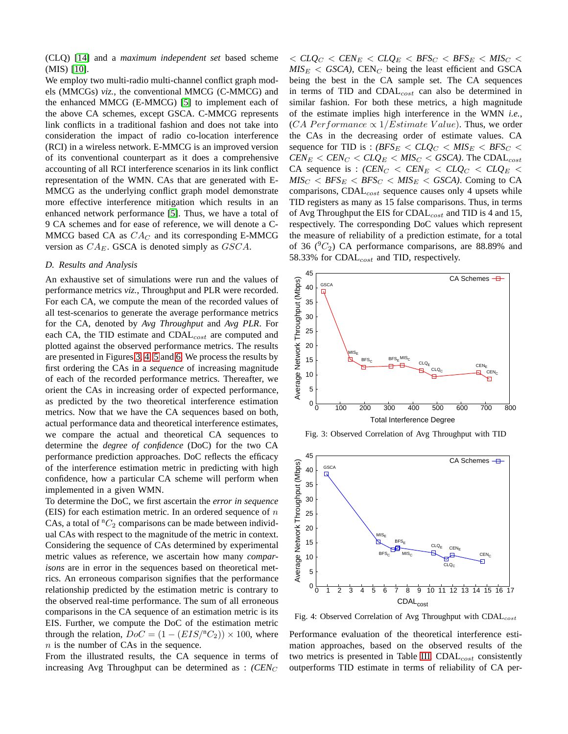(CLQ) [14] and a *maximum independent set* based scheme (MIS) [10].

We employ two multi-radio multi-channel conflict graph models (MMCGs) *viz.*, the conventional MMCG (C-MMCG) and the enhanced MMCG (E-MMCG) [5] to implement each of the above CA schemes, except GSCA. C-MMCG represents link conflicts in a traditional fashion and does not take into consideration the impact of radio co-location interference (RCI) in a wireless network. E-MMCG is an improved version of its conventional counterpart as it does a comprehensive accounting of all RCI interference scenarios in its link conflict representation of the WMN. CAs that are generated with E-MMCG as the underlying conflict graph model demonstrate more effective interference mitigation which results in an enhanced network performance [5]. Thus, we have a total of 9 CA schemes and for ease of reference, we will denote a C-MMCG based CA as $CA_C$ and its corresponding E-MMCG version as $CA_E$. GSCA is denoted simply as $GSCA$.

### *D. Results and Analysis*

An exhaustive set of simulations were run and the values of performance metrics *viz.*, Throughput and PLR were recorded. For each CA, we compute the mean of the recorded values of all test-scenarios to generate the average performance metrics for the CA, denoted by *Avg Throughput* and *Avg PLR*. For each CA, the TID estimate and $\text{CDAL}_{cost}$ are computed and plotted against the observed performance metrics. The results are presented in Figures 3, 4, 5 and 6. We process the results by first ordering the CAs in a *sequence* of increasing magnitude of each of the recorded performance metrics. Thereafter, we orient the CAs in increasing order of expected performance, as predicted by the two theoretical interference estimation metrics. Now that we have the CA sequences based on both, actual performance data and theoretical interference estimates, we compare the actual and theoretical CA sequences to determine the *degree of confidence* (DoC) for the two CA performance prediction approaches. DoC reflects the efficacy of the interference estimation metric in predicting with high confidence, how a particular CA scheme will perform when implemented in a given WMN.

To determine the DoC, we first ascertain the *error in sequence* (EIS) for each estimation metric. In an ordered sequence of $n$ CAs, a total of ${}^{n}C_2$ comparisons can be made between individual CAs with respect to the magnitude of the metric in context. Considering the sequence of CAs determined by experimental metric values as reference, we ascertain how many *comparisons* are in error in the sequences based on theoretical metrics. An erroneous comparison signifies that the performance relationship predicted by the estimation metric is contrary to the observed real-time performance. The sum of all erroneous comparisons in the CA sequence of an estimation metric is its EIS. Further, we compute the DoC of the estimation metric through the relation, $DoC = (1 - (EIS/{}^{n}C_2)) \times 100$, where $n$ is the number of CAs in the sequence.

From the illustrated results, the CA sequence in terms of increasing Avg Throughput can be determined as : *($CEN_C$ $< CLQ_C < CEN_E < CLQ_E < BFS_C < BFS_E < MIS_C < MIS_E < GSCA$)*, $\text{CEN}_C$ being the least efficient and GSCA being the best in the CA sample set. The CA sequences in terms of TID and $\text{CDAL}_{cost}$ can also be determined in similar fashion. For both these metrics, a high magnitude of the estimate implies high interference in the WMN *i.e.*, ($CA\ Performance \propto 1/Estimate\ Value$). Thus, we order the CAs in the decreasing order of estimate values. CA sequence for TID is : *($BFS_E < CLQ_C < MIS_E < BFS_C < CEN_E < CEN_C < CLQ_E < MIS_C < GSCA$)*. The $\text{CDAL}_{cost}$ CA sequence is : *($CEN_C < CEN_E < CLQ_C < CLQ_E < MIS_C < BFS_E < BFS_C < MIS_E < GSCA$)*. Coming to CA comparisons, $\text{CDAL}_{cost}$ sequence causes only 4 upsets while TID registers as many as 15 false comparisons. Thus, in terms of Avg Throughput the EIS for $\text{CDAL}_{cost}$ and TID is 4 and 15, respectively. The corresponding DoC values which represent the measure of reliability of a prediction estimate, for a total of 36 (${}^{9}C_2$) CA performance comparisons, are 88.89% and 58.33% for $\text{CDAL}_{cost}$ and TID, respectively.

Fig. 3: Observed Correlation of Avg Throughput with TID

Fig. 4: Observed Correlation of Avg Throughput with $\text{CDAL}_{cost}$

Performance evaluation of the theoretical interference estimation approaches, based on the observed results of the two metrics is presented in Table III. $\text{CDAL}_{cost}$ consistently outperforms TID estimate in terms of reliability of CA per-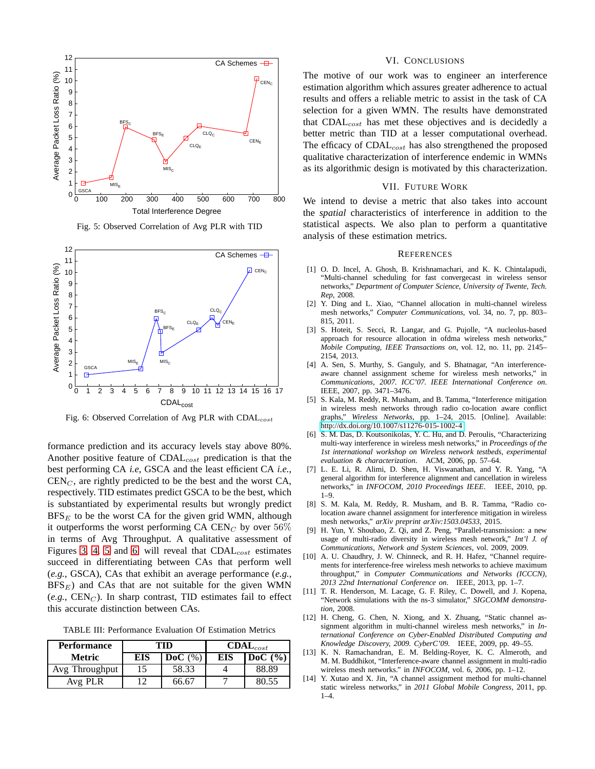12
11
10
9
8
7
6
5
4
3
2
1
0

Average Packet Loss Ratio (%)

0 100 200 300 400 500 600 700 800

Total Interference Degree

CA Schemes

GSCA
MIS$_E$
BFS$_C$
BFS$_E$
MIS$_C$
CLQ$_E$
CLQ$_C$
CEN$_E$
CEN$_C$

Fig. 5: Observed Correlation of Avg PLR with TID

12
11
10
9
8
7
6
5
4
3
2
1
0

Average Packet Loss Ratio (%)

0 1 2 3 4 5 6 7 8 9 10 11 12 13 14 15 16 17

CDAL$_{cost}$

CA Schemes

GSCA
MIS$_E$
BFS$_C$
BFS$_E$
MIS$_C$
CLQ$_E$
CLQ$_C$
CEN$_E$
CEN$_C$

Fig. 6: Observed Correlation of Avg PLR with CDAL$_{cost}$

formance prediction and its accuracy levels stay above 80%. Another positive feature of CDAL$_{cost}$ predication is that the best performing CA *i.e*, GSCA and the least efficient CA *i.e.*, CEN$_C$, are rightly predicted to be the best and the worst CA, respectively. TID estimates predict GSCA to be the best, which is substantiated by experimental results but wrongly predict BFS$_E$ to be the worst CA for the given grid WMN, although it outperforms the worst performing CA CEN$_C$ by over $56\%$ in terms of Avg Throughput. A qualitative assessment of Figures 3, 4, 5 and 6, will reveal that CDAL$_{cost}$ estimates succeed in differentiating between CAs that perform well (*e.g.*, GSCA), CAs that exhibit an average performance (*e.g.*, BFS$_E$) and CAs that are not suitable for the given WMN (*e.g.*, CEN$_C$). In sharp contrast, TID estimates fail to effect this accurate distinction between CAs.

TABLE III: Performance Evaluation Of Estimation Metrics

| **Performance Metric** | **TID** | | **CDAL$_{cost}$** | |
|---|---|---|---|---|
| | **EIS** | **DoC** (%) | **EIS** | **DoC (%)** |
| Avg Throughput | 15 | 58.33 | 4 | 88.89 |
| Avg PLR | 12 | 66.67 | 7 | 80.55 |

## VI. Conclusions

The motive of our work was to engineer an interference estimation algorithm which assures greater adherence to actual results and offers a reliable metric to assist in the task of CA selection for a given WMN. The results have demonstrated that CDAL$_{cost}$ has met these objectives and is decidedly a better metric than TID at a lesser computational overhead. The efficacy of CDAL$_{cost}$ has also strengthened the proposed qualitative characterization of interference endemic in WMNs as its algorithmic design is motivated by this characterization.

## VII. Future Work

We intend to devise a metric that also takes into account the *spatial* characteristics of interference in addition to the statistical aspects. We also plan to perform a quantitative analysis of these estimation metrics.

## References

[1] O. D. Incel, A. Ghosh, B. Krishnamachari, and K. K. Chintalapudi, "Multi-channel scheduling for fast convergecast in wireless sensor networks," *Department of Computer Science, University of Twente, Tech. Rep*, 2008.

[2] Y. Ding and L. Xiao, "Channel allocation in multi-channel wireless mesh networks," *Computer Communications*, vol. 34, no. 7, pp. 803–815, 2011.

[3] S. Hoteit, S. Secci, R. Langar, and G. Pujolle, "A nucleolus-based approach for resource allocation in ofdma wireless mesh networks," *Mobile Computing, IEEE Transactions on*, vol. 12, no. 11, pp. 2145–2154, 2013.

[4] A. Sen, S. Murthy, S. Ganguly, and S. Bhatnagar, "An interference-aware channel assignment scheme for wireless mesh networks," in *Communications, 2007. ICC'07. IEEE International Conference on*. IEEE, 2007, pp. 3471–3476.

[5] S. Kala, M. Reddy, R. Musham, and B. Tamma, "Interference mitigation in wireless mesh networks through radio co-location aware conflict graphs," *Wireless Networks*, pp. 1–24, 2015. [Online]. Available: http://dx.doi.org/10.1007/s11276-015-1002-4

[6] S. M. Das, D. Koutsonikolas, Y. C. Hu, and D. Peroulis, "Characterizing multi-way interference in wireless mesh networks," in *Proceedings of the 1st international workshop on Wireless network testbeds, experimental evaluation & characterization*. ACM, 2006, pp. 57–64.

[7] L. E. Li, R. Alimi, D. Shen, H. Viswanathan, and Y. R. Yang, "A general algorithm for interference alignment and cancellation in wireless networks," in *INFOCOM, 2010 Proceedings IEEE*. IEEE, 2010, pp. 1–9.

[8] S. M. Kala, M. Reddy, R. Musham, and B. R. Tamma, "Radio co-location aware channel assignment for interference mitigation in wireless mesh networks," *arXiv preprint arXiv:1503.04533*, 2015.

[9] H. Yun, Y. Shoubao, Z. Qi, and Z. Peng, "Parallel-transmission: a new usage of multi-radio diversity in wireless mesh network," *Int'l J. of Communications, Network and System Sciences*, vol. 2009, 2009.

[10] A. U. Chaudhry, J. W. Chinneck, and R. H. Hafez, "Channel requirements for interference-free wireless mesh networks to achieve maximum throughput," in *Computer Communications and Networks (ICCCN), 2013 22nd International Conference on*. IEEE, 2013, pp. 1–7.

[11] T. R. Henderson, M. Lacage, G. F. Riley, C. Dowell, and J. Kopena, "Network simulations with the ns-3 simulator," *SIGCOMM demonstration*, 2008.

[12] H. Cheng, G. Chen, N. Xiong, and X. Zhuang, "Static channel assignment algorithm in multi-channel wireless mesh networks," in *International Conference on Cyber-Enabled Distributed Computing and Knowledge Discovery, 2009. CyberC'09*. IEEE, 2009, pp. 49–55.

[13] K. N. Ramachandran, E. M. Belding-Royer, K. C. Almeroth, and M. M. Buddhikot, "Interference-aware channel assignment in multi-radio wireless mesh networks." in *INFOCOM*, vol. 6, 2006, pp. 1–12.

[14] Y. Xutao and X. Jin, "A channel assignment method for multi-channel static wireless networks," in *2011 Global Mobile Congress*, 2011, pp. 1–4.